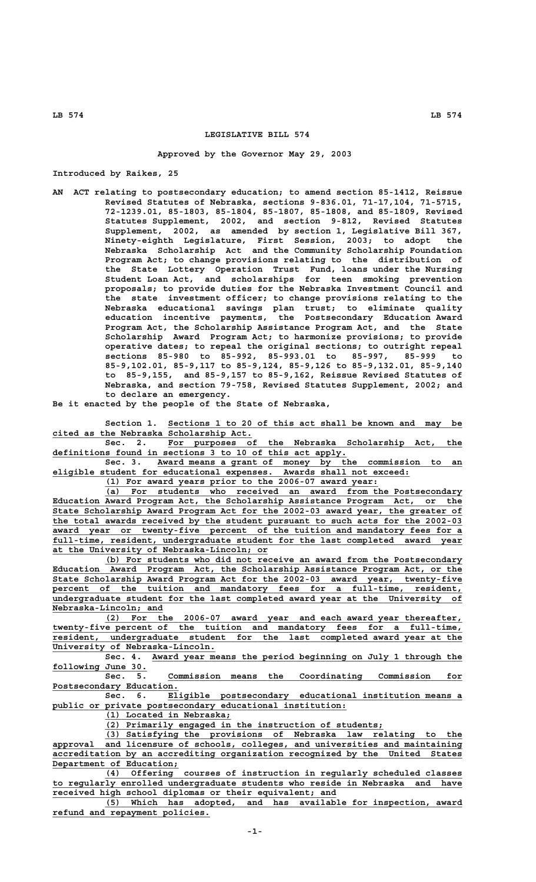# LEGISLATIVE BILL 574

**Approved by the Governor May 29, 2003**

Introduced by Raikes, 25

AN ACT relating to postsecondary education; to amend section 85-1412, Reissue Revised Statutes of Nebraska, sections 9-836.01, 71-17,104, 71-5715, 72-1239.01, 85-1803, 85-1804, 85-1807, 85-1808, and 85-1809, Revised Statutes Supplement, 2002, and section 9-812, Revised Statutes Supplement, 2002, as amended by section 1, Legislative Bill 367, Ninety-eighth Legislature, First Session, 2003; to adopt the Nebraska Scholarship Act and the Community Scholarship Foundation Program Act; to change provisions relating to the distribution of the State Lottery Operation Trust Fund, loans under the Nursing Student Loan Act, and scholarships for teen smoking prevention proposals; to provide duties for the Nebraska Investment Council and the state investment officer; to change provisions relating to the Nebraska educational savings plan trust; to eliminate quality education incentive payments, the Postsecondary Education Award Program Act, the Scholarship Assistance Program Act, and the State Scholarship Award Program Act; to harmonize provisions; to provide operative dates; to repeal the original sections; to outright repeal sections 85-980 to 85-992, 85-993.01 to 85-997, 85-999 to 85-9,102.01, 85-9,117 to 85-9,124, 85-9,126 to 85-9,132.01, 85-9,140 to 85-9,155, and 85-9,157 to 85-9,162, Reissue Revised Statutes of Nebraska, and section 79-758, Revised Statutes Supplement, 2002; and to declare an emergency.

Be it enacted by the people of the State of Nebraska,

Section 1. Sections 1 to 20 of this act shall be known and may be cited as the Nebraska Scholarship Act.

Sec. 2. For purposes of the Nebraska Scholarship Act, the definitions found in sections 3 to 10 of this act apply.

Sec. 3. Award means a grant of money by the commission to an eligible student for educational expenses. Awards shall not exceed:

(1) For award years prior to the 2006-07 award year:

(a) For students who received an award from the Postsecondary Education Award Program Act, the Scholarship Assistance Program Act, or the State Scholarship Award Program Act for the 2002-03 award year, the greater of the total awards received by the student pursuant to such acts for the 2002-03 award year or twenty-five percent of the tuition and mandatory fees for a full-time, resident, undergraduate student for the last completed award year at the University of Nebraska-Lincoln; or

(b) For students who did not receive an award from the Postsecondary Education Award Program Act, the Scholarship Assistance Program Act, or the State Scholarship Award Program Act for the 2002-03 award year, twenty-five percent of the tuition and mandatory fees for a full-time, resident, undergraduate student for the last completed award year at the University of Nebraska-Lincoln; and

(2) For the 2006-07 award year and each award year thereafter, twenty-five percent of the tuition and mandatory fees for a full-time, resident, undergraduate student for the last completed award year at the University of Nebraska-Lincoln.

Sec. 4. Award year means the period beginning on July 1 through the following June 30.

Sec. 5. Commission means the Coordinating Commission for Postsecondary Education.

Sec. 6. Eligible postsecondary educational institution means a public or private postsecondary educational institution:

(1) Located in Nebraska;

(2) Primarily engaged in the instruction of students;

(3) Satisfying the provisions of Nebraska law relating to the approval and licensure of schools, colleges, and universities and maintaining accreditation by an accrediting organization recognized by the United States Department of Education;

(4) Offering courses of instruction in regularly scheduled classes to regularly enrolled undergraduate students who reside in Nebraska and have received high school diplomas or their equivalent; and

(5) Which has adopted, and has available for inspection, award refund and repayment policies.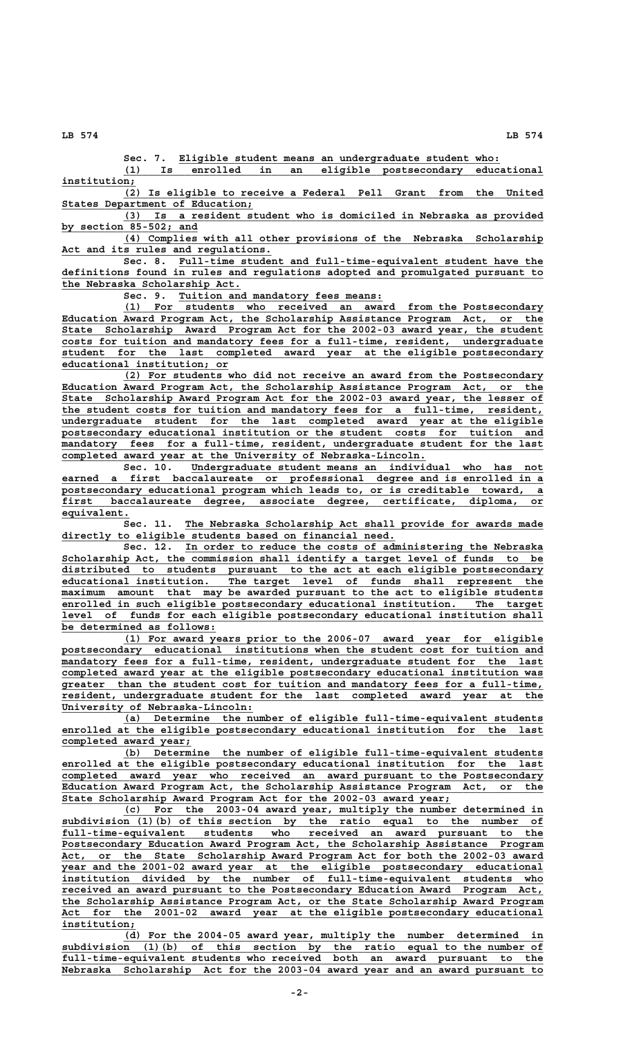Sec. 7. Eligible student means an undergraduate student who:

(1) Is enrolled in an eligible postsecondary educational institution;

(2) Is eligible to receive a Federal Pell Grant from the United States Department of Education;

(3) Is a resident student who is domiciled in Nebraska as provided by section 85-502; and

(4) Complies with all other provisions of the Nebraska Scholarship Act and its rules and regulations.

Sec. 8. Full-time student and full-time-equivalent student have the definitions found in rules and regulations adopted and promulgated pursuant to the Nebraska Scholarship Act.

Sec. 9. Tuition and mandatory fees means:

(1) For students who received an award from the Postsecondary Education Award Program Act, the Scholarship Assistance Program Act, or the State Scholarship Award Program Act for the 2002-03 award year, the student costs for tuition and mandatory fees for a full-time, resident, undergraduate student for the last completed award year at the eligible postsecondary educational institution; or

(2) For students who did not receive an award from the Postsecondary Education Award Program Act, the Scholarship Assistance Program Act, or the State Scholarship Award Program Act for the 2002-03 award year, the lesser of the student costs for tuition and mandatory fees for a full-time, resident, undergraduate student for the last completed award year at the eligible postsecondary educational institution or the student costs for tuition and mandatory fees for a full-time, resident, undergraduate student for the last completed award year at the University of Nebraska-Lincoln.

Sec. 10. Undergraduate student means an individual who has not earned a first baccalaureate or professional degree and is enrolled in a postsecondary educational program which leads to, or is creditable toward, a first baccalaureate degree, associate degree, certificate, diploma, or equivalent.

Sec. 11. The Nebraska Scholarship Act shall provide for awards made directly to eligible students based on financial need.

Sec. 12. In order to reduce the costs of administering the Nebraska Scholarship Act, the commission shall identify a target level of funds to be distributed to students pursuant to the act at each eligible postsecondary educational institution. The target level of funds shall represent the maximum amount that may be awarded pursuant to the act to eligible students enrolled in such eligible postsecondary educational institution. The target level of funds for each eligible postsecondary educational institution shall be determined as follows:

(1) For award years prior to the 2006-07 award year for eligible postsecondary educational institutions when the student cost for tuition and mandatory fees for a full-time, resident, undergraduate student for the last completed award year at the eligible postsecondary educational institution was greater than the student cost for tuition and mandatory fees for a full-time, resident, undergraduate student for the last completed award year at the University of Nebraska-Lincoln:

(a) Determine the number of eligible full-time-equivalent students enrolled at the eligible postsecondary educational institution for the last completed award year;

(b) Determine the number of eligible full-time-equivalent students enrolled at the eligible postsecondary educational institution for the last completed award year who received an award pursuant to the Postsecondary Education Award Program Act, the Scholarship Assistance Program Act, or the State Scholarship Award Program Act for the 2002-03 award year;

(c) For the 2003-04 award year, multiply the number determined in subdivision (1)(b) of this section by the ratio equal to the number of full-time-equivalent students who received an award pursuant to the Postsecondary Education Award Program Act, the Scholarship Assistance Program Act, or the State Scholarship Award Program Act for both the 2002-03 award year and the 2001-02 award year at the eligible postsecondary educational institution divided by the number of full-time-equivalent students who received an award pursuant to the Postsecondary Education Award Program Act, the Scholarship Assistance Program Act, or the State Scholarship Award Program Act for the 2001-02 award year at the eligible postsecondary educational institution;

(d) For the 2004-05 award year, multiply the number determined in subdivision (1)(b) of this section by the ratio equal to the number of full-time-equivalent students who received both an award pursuant to the Nebraska Scholarship Act for the 2003-04 award year and an award pursuant to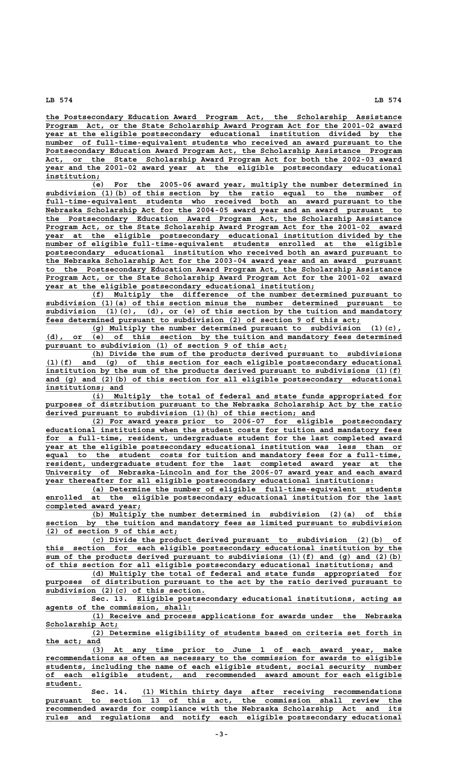the Postsecondary Education Award Program Act, the Scholarship Assistance Program Act, or the State Scholarship Award Program Act for the 2001-02 award year at the eligible postsecondary educational institution divided by the number of full-time-equivalent students who received an award pursuant to the Postsecondary Education Award Program Act, the Scholarship Assistance Program Act, or the State Scholarship Award Program Act for both the 2002-03 award year and the 2001-02 award year at the eligible postsecondary educational institution;

(e) For the 2005-06 award year, multiply the number determined in subdivision (1)(b) of this section by the ratio equal to the number of full-time-equivalent students who received both an award pursuant to the Nebraska Scholarship Act for the 2004-05 award year and an award pursuant to the Postsecondary Education Award Program Act, the Scholarship Assistance Program Act, or the State Scholarship Award Program Act for the 2001-02 award year at the eligible postsecondary educational institution divided by the number of eligible full-time-equivalent students enrolled at the eligible postsecondary educational institution who received both an award pursuant to the Nebraska Scholarship Act for the 2003-04 award year and an award pursuant to the Postsecondary Education Award Program Act, the Scholarship Assistance Program Act, or the State Scholarship Award Program Act for the 2001-02 award year at the eligible postsecondary educational institution;

(f) Multiply the difference of the number determined pursuant to subdivision (1)(a) of this section minus the number determined pursuant to subdivision (1)(c), (d), or (e) of this section by the tuition and mandatory fees determined pursuant to subdivision (2) of section 9 of this act;

(g) Multiply the number determined pursuant to subdivision (1)(c), (d), or (e) of this section by the tuition and mandatory fees determined pursuant to subdivision (1) of section 9 of this act;

(h) Divide the sum of the products derived pursuant to subdivisions (1)(f) and (g) of this section for each eligible postsecondary educational institution by the sum of the products derived pursuant to subdivisions (1)(f) and (g) and (2)(b) of this section for all eligible postsecondary educational institutions; and

(i) Multiply the total of federal and state funds appropriated for purposes of distribution pursuant to the Nebraska Scholarship Act by the ratio derived pursuant to subdivision (1)(h) of this section; and

(2) For award years prior to 2006-07 for eligible postsecondary educational institutions when the student costs for tuition and mandatory fees for a full-time, resident, undergraduate student for the last completed award year at the eligible postsecondary educational institution was less than or equal to the student costs for tuition and mandatory fees for a full-time, resident, undergraduate student for the last completed award year at the University of Nebraska-Lincoln and for the 2006-07 award year and each award year thereafter for all eligible postsecondary educational institutions:

(a) Determine the number of eligible full-time-equivalent students enrolled at the eligible postsecondary educational institution for the last completed award year;

(b) Multiply the number determined in subdivision (2)(a) of this section by the tuition and mandatory fees as limited pursuant to subdivision (2) of section 9 of this act;

(c) Divide the product derived pursuant to subdivision (2)(b) of this section for each eligible postsecondary educational institution by the sum of the products derived pursuant to subdivisions (1)(f) and (g) and (2)(b) of this section for all eligible postsecondary educational institutions; and

(d) Multiply the total of federal and state funds appropriated for purposes of distribution pursuant to the act by the ratio derived pursuant to subdivision (2)(c) of this section.

Sec. 13. Eligible postsecondary educational institutions, acting as agents of the commission, shall:

(1) Receive and process applications for awards under the Nebraska Scholarship Act;

(2) Determine eligibility of students based on criteria set forth in the act; and

(3) At any time prior to June 1 of each award year, make recommendations as often as necessary to the commission for awards to eligible students, including the name of each eligible student, social security number of each eligible student, and recommended award amount for each eligible student.

Sec. 14. (1) Within thirty days after receiving recommendations pursuant to section 13 of this act, the commission shall review the recommended awards for compliance with the Nebraska Scholarship Act and its rules and regulations and notify each eligible postsecondary educational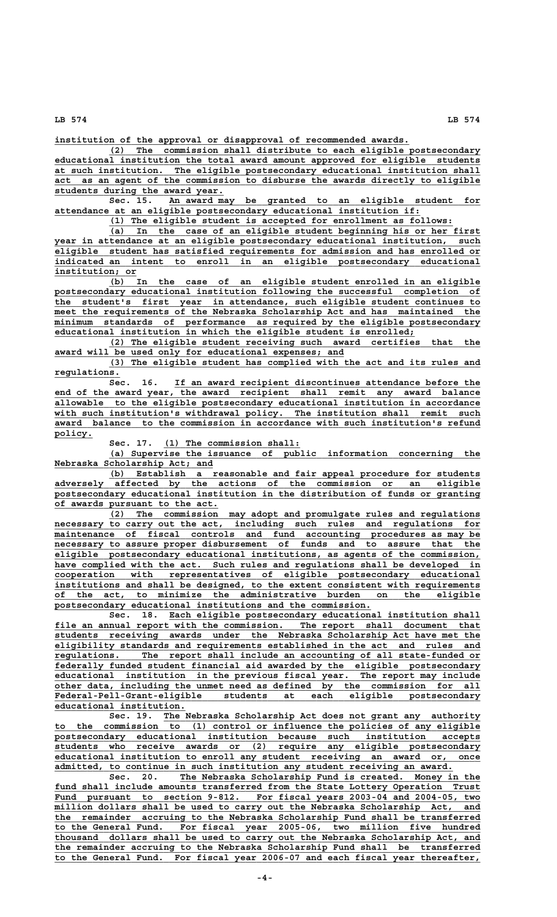institution of the approval or disapproval of recommended awards.

(2) The commission shall distribute to each eligible postsecondary educational institution the total award amount approved for eligible students at such institution. The eligible postsecondary educational institution shall act as an agent of the commission to disburse the awards directly to eligible students during the award year.

Sec. 15. An award may be granted to an eligible student for attendance at an eligible postsecondary educational institution if:

(1) The eligible student is accepted for enrollment as follows:

(a) In the case of an eligible student beginning his or her first year in attendance at an eligible postsecondary educational institution, such eligible student has satisfied requirements for admission and has enrolled or indicated an intent to enroll in an eligible postsecondary educational institution; or

(b) In the case of an eligible student enrolled in an eligible postsecondary educational institution following the successful completion of the student's first year in attendance, such eligible student continues to meet the requirements of the Nebraska Scholarship Act and has maintained the minimum standards of performance as required by the eligible postsecondary educational institution in which the eligible student is enrolled;

(2) The eligible student receiving such award certifies that the award will be used only for educational expenses; and

(3) The eligible student has complied with the act and its rules and regulations.

Sec. 16. If an award recipient discontinues attendance before the end of the award year, the award recipient shall remit any award balance allowable to the eligible postsecondary educational institution in accordance with such institution's withdrawal policy. The institution shall remit such award balance to the commission in accordance with such institution's refund policy.

Sec. 17. (1) The commission shall:

(a) Supervise the issuance of public information concerning the Nebraska Scholarship Act; and

(b) Establish a reasonable and fair appeal procedure for students adversely affected by the actions of the commission or an eligible postsecondary educational institution in the distribution of funds or granting of awards pursuant to the act.

(2) The commission may adopt and promulgate rules and regulations necessary to carry out the act, including such rules and regulations for maintenance of fiscal controls and fund accounting procedures as may be necessary to assure proper disbursement of funds and to assure that the eligible postsecondary educational institutions, as agents of the commission, have complied with the act. Such rules and regulations shall be developed in cooperation with representatives of eligible postsecondary educational institutions and shall be designed, to the extent consistent with requirements of the act, to minimize the administrative burden on the eligible postsecondary educational institutions and the commission.

Sec. 18. Each eligible postsecondary educational institution shall file an annual report with the commission. The report shall document that students receiving awards under the Nebraska Scholarship Act have met the eligibility standards and requirements established in the act and rules and regulations. The report shall include an accounting of all state-funded or federally funded student financial aid awarded by the eligible postsecondary educational institution in the previous fiscal year. The report may include other data, including the unmet need as defined by the commission for all Federal-Pell-Grant-eligible students at each eligible postsecondary educational institution.

Sec. 19. The Nebraska Scholarship Act does not grant any authority to the commission to (1) control or influence the policies of any eligible postsecondary educational institution because such institution accepts students who receive awards or (2) require any eligible postsecondary educational institution to enroll any student receiving an award or, once admitted, to continue in such institution any student receiving an award.

Sec. 20. The Nebraska Scholarship Fund is created. Money in the fund shall include amounts transferred from the State Lottery Operation Trust Fund pursuant to section 9-812. For fiscal years 2003-04 and 2004-05, two million dollars shall be used to carry out the Nebraska Scholarship Act, and the remainder accruing to the Nebraska Scholarship Fund shall be transferred to the General Fund. For fiscal year 2005-06, two million five hundred thousand dollars shall be used to carry out the Nebraska Scholarship Act, and the remainder accruing to the Nebraska Scholarship Fund shall be transferred to the General Fund. For fiscal year 2006-07 and each fiscal year thereafter,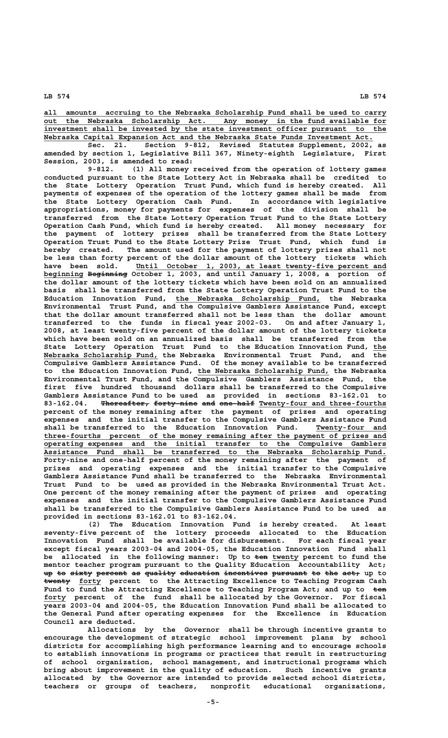all amounts accruing to the Nebraska Scholarship Fund shall be used to carry out the Nebraska Scholarship Act. Any money in the fund available for investment shall be invested by the state investment officer pursuant to the Nebraska Capital Expansion Act and the Nebraska State Funds Investment Act.

Sec. 21. Section 9-812, Revised Statutes Supplement, 2002, as amended by section 1, Legislative Bill 367, Ninety-eighth Legislature, First Session, 2003, is amended to read:

9-812. (1) All money received from the operation of lottery games conducted pursuant to the State Lottery Act in Nebraska shall be credited to the State Lottery Operation Trust Fund, which fund is hereby created. All payments of expenses of the operation of the lottery games shall be made from the State Lottery Operation Cash Fund. In accordance with legislative appropriations, money for payments for expenses of the division shall be transferred from the State Lottery Operation Trust Fund to the State Lottery Operation Cash Fund, which fund is hereby created. All money necessary for the payment of lottery prizes shall be transferred from the State Lottery Operation Trust Fund to the State Lottery Prize Trust Fund, which fund is hereby created. The amount used for the payment of lottery prizes shall not be less than forty percent of the dollar amount of the lottery tickets which have been sold. Until October 1, 2003, at least twenty-five percent and beginning ~~Beginning~~ October 1, 2003, and until January 1, 2008, a portion of the dollar amount of the lottery tickets which have been sold on an annualized basis shall be transferred from the State Lottery Operation Trust Fund to the Education Innovation Fund, the Nebraska Scholarship Fund, the Nebraska Environmental Trust Fund, and the Compulsive Gamblers Assistance Fund, except that the dollar amount transferred shall not be less than the dollar amount transferred to the funds in fiscal year 2002-03. On and after January 1, 2008, at least twenty-five percent of the dollar amount of the lottery tickets which have been sold on an annualized basis shall be transferred from the State Lottery Operation Trust Fund to the Education Innovation Fund, the Nebraska Scholarship Fund, the Nebraska Environmental Trust Fund, and the Compulsive Gamblers Assistance Fund. Of the money available to be transferred to the Education Innovation Fund, the Nebraska Scholarship Fund, the Nebraska Environmental Trust Fund, and the Compulsive Gamblers Assistance Fund, the first five hundred thousand dollars shall be transferred to the Compulsive Gamblers Assistance Fund to be used as provided in sections 83-162.01 to 83-162.04. ~~Thereafter, forty-nine and one-half~~ Twenty-four and three-fourths percent of the money remaining after the payment of prizes and operating expenses and the initial transfer to the Compulsive Gamblers Assistance Fund shall be transferred to the Education Innovation Fund. Twenty-four and three-fourths percent of the money remaining after the payment of prizes and operating expenses and the initial transfer to the Compulsive Gamblers Assistance Fund shall be transferred to the Nebraska Scholarship Fund. Forty-nine and one-half percent of the money remaining after the payment of prizes and operating expenses and the initial transfer to the Compulsive Gamblers Assistance Fund shall be transferred to the Nebraska Environmental Trust Fund to be used as provided in the Nebraska Environmental Trust Act. One percent of the money remaining after the payment of prizes and operating expenses and the initial transfer to the Compulsive Gamblers Assistance Fund shall be transferred to the Compulsive Gamblers Assistance Fund to be used as provided in sections 83-162.01 to 83-162.04.

(2) The Education Innovation Fund is hereby created. At least seventy-five percent of the lottery proceeds allocated to the Education Innovation Fund shall be available for disbursement. For each fiscal year except fiscal years 2003-04 and 2004-05, the Education Innovation Fund shall be allocated in the following manner: Up to ~~ten~~ twenty percent to fund the mentor teacher program pursuant to the Quality Education Accountability Act; ~~up to sixty percent as quality education incentives pursuant to the act;~~ up to ~~twenty~~ forty percent to the Attracting Excellence to Teaching Program Cash Fund to fund the Attracting Excellence to Teaching Program Act; and up to ~~ten~~ forty percent of the fund shall be allocated by the Governor. For fiscal years 2003-04 and 2004-05, the Education Innovation Fund shall be allocated to the General Fund after operating expenses for the Excellence in Education Council are deducted.

Allocations by the Governor shall be through incentive grants to encourage the development of strategic school improvement plans by school districts for accomplishing high performance learning and to encourage schools to establish innovations in programs or practices that result in restructuring of school organization, school management, and instructional programs which bring about improvement in the quality of education. Such incentive grants allocated by the Governor are intended to provide selected school districts, teachers or groups of teachers, nonprofit educational organizations,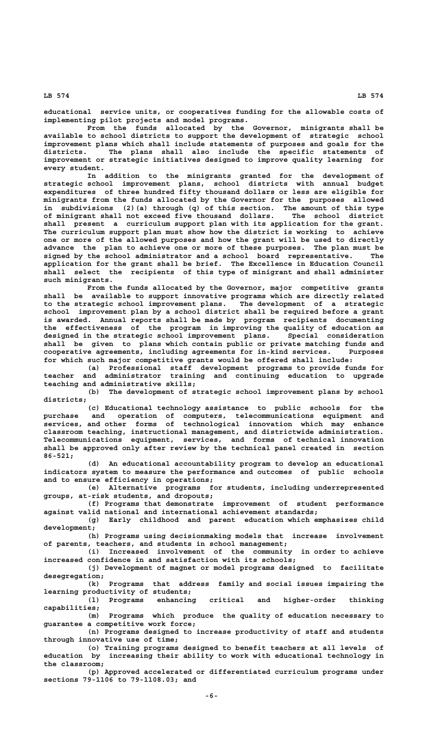educational service units, or cooperatives funding for the allowable costs of implementing pilot projects and model programs.

From the funds allocated by the Governor, minigrants shall be available to school districts to support the development of strategic school improvement plans which shall include statements of purposes and goals for the districts. The plans shall also include the specific statements of improvement or strategic initiatives designed to improve quality learning for every student.

In addition to the minigrants granted for the development of strategic school improvement plans, school districts with annual budget expenditures of three hundred fifty thousand dollars or less are eligible for minigrants from the funds allocated by the Governor for the purposes allowed in subdivisions (2)(a) through (q) of this section. The amount of this type of minigrant shall not exceed five thousand dollars. The school district shall present a curriculum support plan with its application for the grant. The curriculum support plan must show how the district is working to achieve one or more of the allowed purposes and how the grant will be used to directly advance the plan to achieve one or more of these purposes. The plan must be signed by the school administrator and a school board representative. The application for the grant shall be brief. The Excellence in Education Council shall select the recipients of this type of minigrant and shall administer such minigrants.

From the funds allocated by the Governor, major competitive grants shall be available to support innovative programs which are directly related to the strategic school improvement plans. The development of a strategic school improvement plan by a school district shall be required before a grant is awarded. Annual reports shall be made by program recipients documenting the effectiveness of the program in improving the quality of education as designed in the strategic school improvement plans. Special consideration shall be given to plans which contain public or private matching funds and cooperative agreements, including agreements for in-kind services. Purposes for which such major competitive grants would be offered shall include:

(a) Professional staff development programs to provide funds for teacher and administrator training and continuing education to upgrade teaching and administrative skills;

(b) The development of strategic school improvement plans by school districts;

(c) Educational technology assistance to public schools for the purchase and operation of computers, telecommunications equipment and services, and other forms of technological innovation which may enhance classroom teaching, instructional management, and districtwide administration. Telecommunications equipment, services, and forms of technical innovation shall be approved only after review by the technical panel created in section 86-521;

(d) An educational accountability program to develop an educational indicators system to measure the performance and outcomes of public schools and to ensure efficiency in operations;

(e) Alternative programs for students, including underrepresented groups, at-risk students, and dropouts;

(f) Programs that demonstrate improvement of student performance against valid national and international achievement standards;

(g) Early childhood and parent education which emphasizes child development;

(h) Programs using decisionmaking models that increase involvement of parents, teachers, and students in school management;

(i) Increased involvement of the community in order to achieve increased confidence in and satisfaction with its schools;

(j) Development of magnet or model programs designed to facilitate desegregation;

(k) Programs that address family and social issues impairing the learning productivity of students;

(l) Programs enhancing critical and higher-order thinking capabilities;

(m) Programs which produce the quality of education necessary to guarantee a competitive work force;

(n) Programs designed to increase productivity of staff and students through innovative use of time;

(o) Training programs designed to benefit teachers at all levels of education by increasing their ability to work with educational technology in the classroom;

(p) Approved accelerated or differentiated curriculum programs under sections 79-1106 to 79-1108.03; and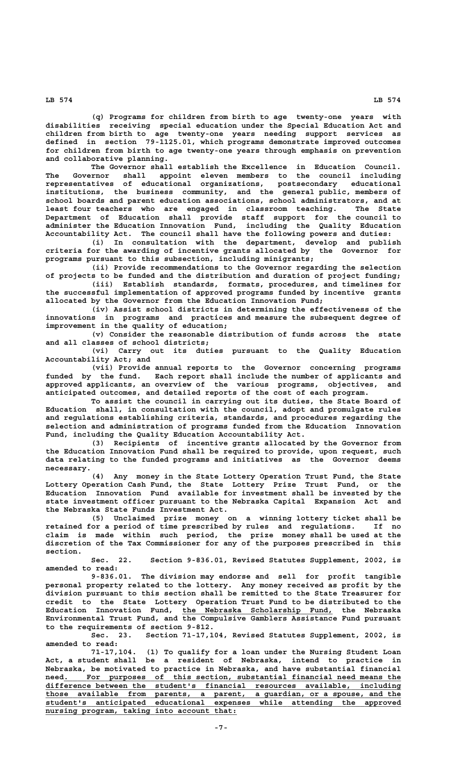(q) Programs for children from birth to age twenty-one years with disabilities receiving special education under the Special Education Act and children from birth to age twenty-one years needing support services as defined in section 79-1125.01, which programs demonstrate improved outcomes for children from birth to age twenty-one years through emphasis on prevention and collaborative planning.

The Governor shall establish the Excellence in Education Council. The Governor shall appoint eleven members to the council including representatives of educational organizations, postsecondary educational institutions, the business community, and the general public, members of school boards and parent education associations, school administrators, and at least four teachers who are engaged in classroom teaching. The State Department of Education shall provide staff support for the council to administer the Education Innovation Fund, including the Quality Education Accountability Act. The council shall have the following powers and duties:

(i) In consultation with the department, develop and publish criteria for the awarding of incentive grants allocated by the Governor for programs pursuant to this subsection, including minigrants;

(ii) Provide recommendations to the Governor regarding the selection of projects to be funded and the distribution and duration of project funding;

(iii) Establish standards, formats, procedures, and timelines for the successful implementation of approved programs funded by incentive grants allocated by the Governor from the Education Innovation Fund;

(iv) Assist school districts in determining the effectiveness of the innovations in programs and practices and measure the subsequent degree of improvement in the quality of education;

(v) Consider the reasonable distribution of funds across the state and all classes of school districts;

(vi) Carry out its duties pursuant to the Quality Education Accountability Act; and

(vii) Provide annual reports to the Governor concerning programs funded by the fund. Each report shall include the number of applicants and approved applicants, an overview of the various programs, objectives, and anticipated outcomes, and detailed reports of the cost of each program.

To assist the council in carrying out its duties, the State Board of Education shall, in consultation with the council, adopt and promulgate rules and regulations establishing criteria, standards, and procedures regarding the selection and administration of programs funded from the Education Innovation Fund, including the Quality Education Accountability Act.

(3) Recipients of incentive grants allocated by the Governor from the Education Innovation Fund shall be required to provide, upon request, such data relating to the funded programs and initiatives as the Governor deems necessary.

(4) Any money in the State Lottery Operation Trust Fund, the State Lottery Operation Cash Fund, the State Lottery Prize Trust Fund, or the Education Innovation Fund available for investment shall be invested by the state investment officer pursuant to the Nebraska Capital Expansion Act and the Nebraska State Funds Investment Act.

(5) Unclaimed prize money on a winning lottery ticket shall be retained for a period of time prescribed by rules and regulations. If no claim is made within such period, the prize money shall be used at the discretion of the Tax Commissioner for any of the purposes prescribed in this section.

Sec. 22. Section 9-836.01, Revised Statutes Supplement, 2002, is amended to read:

9-836.01. The division may endorse and sell for profit tangible personal property related to the lottery. Any money received as profit by the division pursuant to this section shall be remitted to the State Treasurer for credit to the State Lottery Operation Trust Fund to be distributed to the Education Innovation Fund, <u>the Nebraska Scholarship Fund,</u> the Nebraska Environmental Trust Fund, and the Compulsive Gamblers Assistance Fund pursuant to the requirements of section 9-812.

Sec. 23. Section 71-17,104, Revised Statutes Supplement, 2002, is amended to read:

71-17,104. (1) To qualify for a loan under the Nursing Student Loan Act, a student shall be a resident of Nebraska, intend to practice in Nebraska, be motivated to practice in Nebraska, and have substantial financial need. <u>For purposes of this section, substantial financial need means the difference between the student's financial resources available, including those available from parents, a parent, a guardian, or a spouse, and the student's anticipated educational expenses while attending the approved nursing program, taking into account that:</u>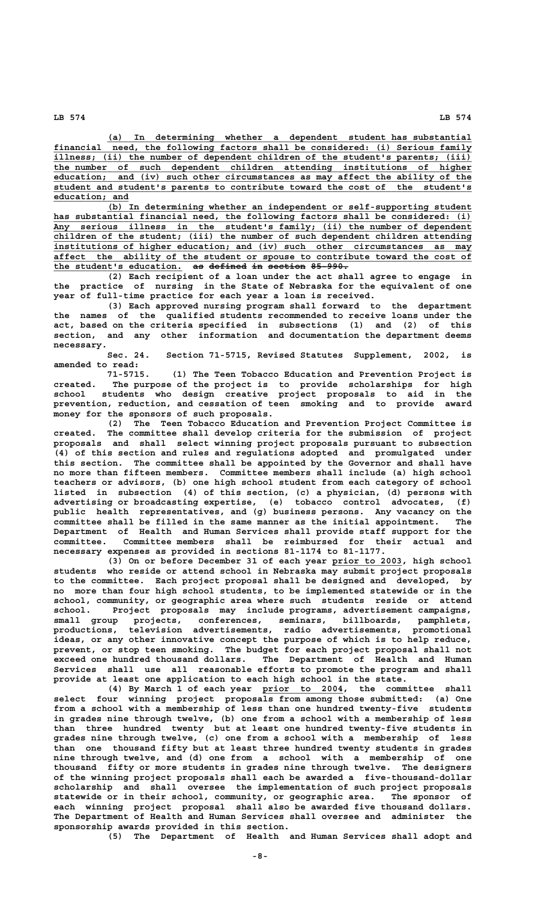(a) In determining whether a dependent student has substantial financial need, the following factors shall be considered: (i) Serious family illness; (ii) the number of dependent children of the student's parents; (iii) the number of such dependent children attending institutions of higher education; and (iv) such other circumstances as may affect the ability of the student and student's parents to contribute toward the cost of the student's education; and

(b) In determining whether an independent or self-supporting student has substantial financial need, the following factors shall be considered: (i) Any serious illness in the student's family; (ii) the number of dependent children of the student; (iii) the number of such dependent children attending institutions of higher education; and (iv) such other circumstances as may affect the ability of the student or spouse to contribute toward the cost of the student's education. ~~as defined in section 85-990.~~

(2) Each recipient of a loan under the act shall agree to engage in the practice of nursing in the State of Nebraska for the equivalent of one year of full-time practice for each year a loan is received.

(3) Each approved nursing program shall forward to the department the names of the qualified students recommended to receive loans under the act, based on the criteria specified in subsections (1) and (2) of this section, and any other information and documentation the department deems necessary.

Sec. 24. Section 71-5715, Revised Statutes Supplement, 2002, is amended to read:

71-5715. (1) The Teen Tobacco Education and Prevention Project is created. The purpose of the project is to provide scholarships for high school students who design creative project proposals to aid in the prevention, reduction, and cessation of teen smoking and to provide award money for the sponsors of such proposals.

(2) The Teen Tobacco Education and Prevention Project Committee is created. The committee shall develop criteria for the submission of project proposals and shall select winning project proposals pursuant to subsection (4) of this section and rules and regulations adopted and promulgated under this section. The committee shall be appointed by the Governor and shall have no more than fifteen members. Committee members shall include (a) high school teachers or advisors, (b) one high school student from each category of school listed in subsection (4) of this section, (c) a physician, (d) persons with advertising or broadcasting expertise, (e) tobacco control advocates, (f) public health representatives, and (g) business persons. Any vacancy on the committee shall be filled in the same manner as the initial appointment. The Department of Health and Human Services shall provide staff support for the committee. Committee members shall be reimbursed for their actual and necessary expenses as provided in sections 81-1174 to 81-1177.

(3) On or before December 31 of each year prior to 2003, high school students who reside or attend school in Nebraska may submit project proposals to the committee. Each project proposal shall be designed and developed, by no more than four high school students, to be implemented statewide or in the school, community, or geographic area where such students reside or attend school. Project proposals may include programs, advertisement campaigns, small group projects, conferences, seminars, billboards, pamphlets, productions, television advertisements, radio advertisements, promotional ideas, or any other innovative concept the purpose of which is to help reduce, prevent, or stop teen smoking. The budget for each project proposal shall not exceed one hundred thousand dollars. The Department of Health and Human Services shall use all reasonable efforts to promote the program and shall provide at least one application to each high school in the state.

(4) By March 1 of each year prior to 2004, the committee shall select four winning project proposals from among those submitted: (a) One from a school with a membership of less than one hundred twenty-five students in grades nine through twelve, (b) one from a school with a membership of less than three hundred twenty but at least one hundred twenty-five students in grades nine through twelve, (c) one from a school with a membership of less than one thousand fifty but at least three hundred twenty students in grades nine through twelve, and (d) one from a school with a membership of one thousand fifty or more students in grades nine through twelve. The designers of the winning project proposals shall each be awarded a five-thousand-dollar scholarship and shall oversee the implementation of such project proposals statewide or in their school, community, or geographic area. The sponsor of each winning project proposal shall also be awarded five thousand dollars. The Department of Health and Human Services shall oversee and administer the sponsorship awards provided in this section.

(5) The Department of Health and Human Services shall adopt and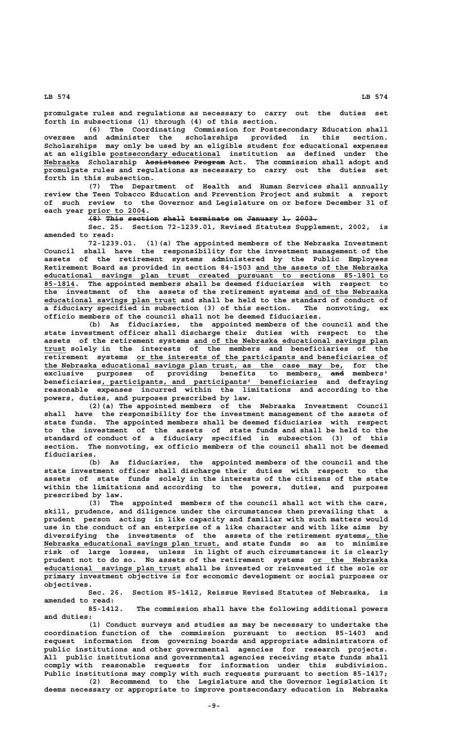promulgate rules and regulations as necessary to carry out the duties set forth in subsections (1) through (4) of this section.

(6) The Coordinating Commission for Postsecondary Education shall oversee and administer the scholarships provided in this section. Scholarships may only be used by an eligible student for educational expenses at an eligible postsecondary educational institution as defined under the Nebraska Scholarship ~~Assistance Program~~ Act. The commission shall adopt and promulgate rules and regulations as necessary to carry out the duties set forth in this subsection.

(7) The Department of Health and Human Services shall annually review the Teen Tobacco Education and Prevention Project and submit a report of such review to the Governor and Legislature on or before December 31 of each year prior to 2004.

~~(8) This section shall terminate on January 1, 2003.~~

Sec. 25. Section 72-1239.01, Revised Statutes Supplement, 2002, is amended to read:

72-1239.01. (1)(a) The appointed members of the Nebraska Investment Council shall have the responsibility for the investment management of the assets of the retirement systems administered by the Public Employees Retirement Board as provided in section 84-1503 and the assets of the Nebraska educational savings plan trust created pursuant to sections 85-1801 to 85-1814. The appointed members shall be deemed fiduciaries with respect to the investment of the assets of the retirement systems and of the Nebraska educational savings plan trust and shall be held to the standard of conduct of a fiduciary specified in subsection (3) of this section. The nonvoting, ex officio members of the council shall not be deemed fiduciaries.

(b) As fiduciaries, the appointed members of the council and the state investment officer shall discharge their duties with respect to the assets of the retirement systems and of the Nebraska educational savings plan trust solely in the interests of the members and beneficiaries of the retirement systems or the interests of the participants and beneficiaries of the Nebraska educational savings plan trust, as the case may be, for the exclusive purposes of providing benefits to members, ~~and~~ members' beneficiaries, participants, and participants' beneficiaries and defraying reasonable expenses incurred within the limitations and according to the powers, duties, and purposes prescribed by law.

(2)(a) The appointed members of the Nebraska Investment Council shall have the responsibility for the investment management of the assets of state funds. The appointed members shall be deemed fiduciaries with respect to the investment of the assets of state funds and shall be held to the standard of conduct of a fiduciary specified in subsection (3) of this section. The nonvoting, ex officio members of the council shall not be deemed fiduciaries.

(b) As fiduciaries, the appointed members of the council and the state investment officer shall discharge their duties with respect to the assets of state funds solely in the interests of the citizens of the state within the limitations and according to the powers, duties, and purposes prescribed by law.

(3) The appointed members of the council shall act with the care, skill, prudence, and diligence under the circumstances then prevailing that a prudent person acting in like capacity and familiar with such matters would use in the conduct of an enterprise of a like character and with like aims by diversifying the investments of the assets of the retirement systems, the Nebraska educational savings plan trust, and state funds so as to minimize risk of large losses, unless in light of such circumstances it is clearly prudent not to do so. No assets of the retirement systems or the Nebraska educational savings plan trust shall be invested or reinvested if the sole or primary investment objective is for economic development or social purposes or objectives.

Sec. 26. Section 85-1412, Reissue Revised Statutes of Nebraska, is amended to read:

85-1412. The commission shall have the following additional powers and duties:

(1) Conduct surveys and studies as may be necessary to undertake the coordination function of the commission pursuant to section 85-1403 and request information from governing boards and appropriate administrators of public institutions and other governmental agencies for research projects. All public institutions and governmental agencies receiving state funds shall comply with reasonable requests for information under this subdivision. Public institutions may comply with such requests pursuant to section 85-1417;

(2) Recommend to the Legislature and the Governor legislation it deems necessary or appropriate to improve postsecondary education in Nebraska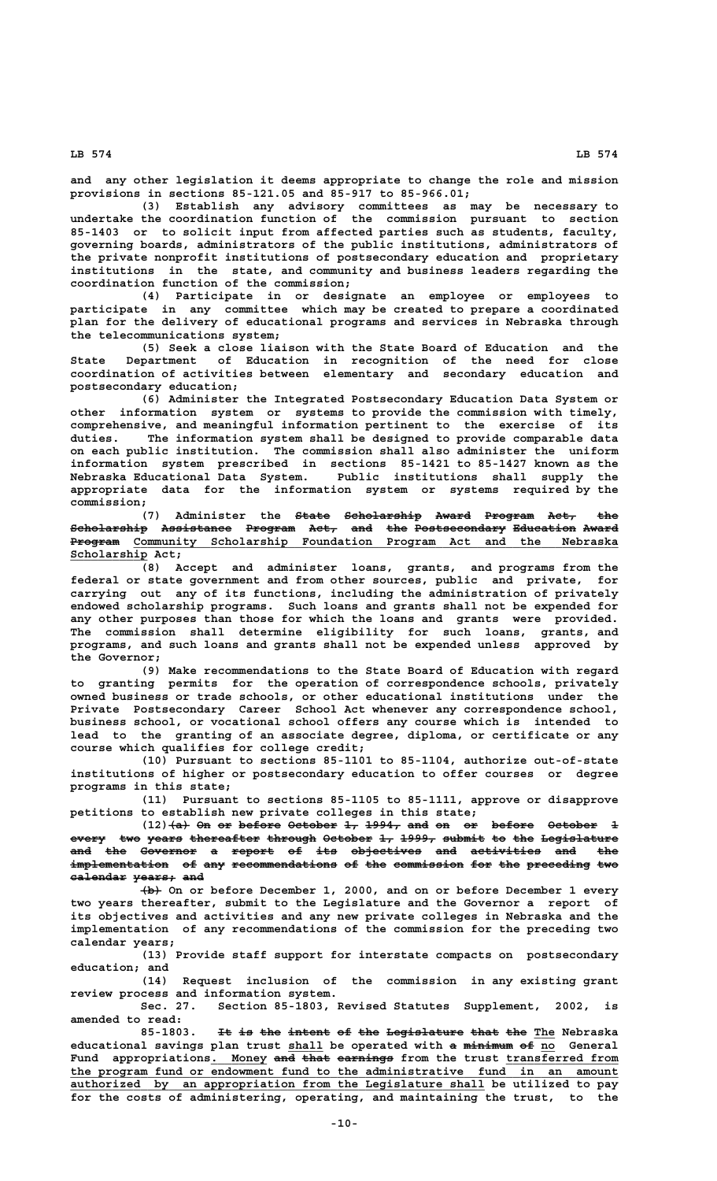and any other legislation it deems appropriate to change the role and mission provisions in sections 85-121.05 and 85-917 to 85-966.01;

(3) Establish any advisory committees as may be necessary to undertake the coordination function of the commission pursuant to section 85-1403 or to solicit input from affected parties such as students, faculty, governing boards, administrators of the public institutions, administrators of the private nonprofit institutions of postsecondary education and proprietary institutions in the state, and community and business leaders regarding the coordination function of the commission;

(4) Participate in or designate an employee or employees to participate in any committee which may be created to prepare a coordinated plan for the delivery of educational programs and services in Nebraska through the telecommunications system;

(5) Seek a close liaison with the State Board of Education and the State Department of Education in recognition of the need for close coordination of activities between elementary and secondary education and postsecondary education;

(6) Administer the Integrated Postsecondary Education Data System or other information system or systems to provide the commission with timely, comprehensive, and meaningful information pertinent to the exercise of its duties. The information system shall be designed to provide comparable data on each public institution. The commission shall also administer the uniform information system prescribed in sections 85-1421 to 85-1427 known as the Nebraska Educational Data System. Public institutions shall supply the appropriate data for the information system or systems required by the commission;

(7) Administer the ~~State Scholarship Award Program Act, the Scholarship Assistance Program Act, and the Postsecondary Education Award Program~~ Community Scholarship Foundation Program Act and the Nebraska Scholarship Act;

(8) Accept and administer loans, grants, and programs from the federal or state government and from other sources, public and private, for carrying out any of its functions, including the administration of privately endowed scholarship programs. Such loans and grants shall not be expended for any other purposes than those for which the loans and grants were provided. The commission shall determine eligibility for such loans, grants, and programs, and such loans and grants shall not be expended unless approved by the Governor;

(9) Make recommendations to the State Board of Education with regard to granting permits for the operation of correspondence schools, privately owned business or trade schools, or other educational institutions under the Private Postsecondary Career School Act whenever any correspondence school, business school, or vocational school offers any course which is intended to lead to the granting of an associate degree, diploma, or certificate or any course which qualifies for college credit;

(10) Pursuant to sections 85-1101 to 85-1104, authorize out-of-state institutions of higher or postsecondary education to offer courses or degree programs in this state;

(11) Pursuant to sections 85-1105 to 85-1111, approve or disapprove petitions to establish new private colleges in this state;

(12)~~(a) On or before October 1, 1994, and on or before October 1 every two years thereafter through October 1, 1999, submit to the Legislature and the Governor a report of its objectives and activities and the implementation of any recommendations of the commission for the preceding two calendar years; and~~

~~(b)~~ On or before December 1, 2000, and on or before December 1 every two years thereafter, submit to the Legislature and the Governor a report of its objectives and activities and any new private colleges in Nebraska and the implementation of any recommendations of the commission for the preceding two calendar years;

(13) Provide staff support for interstate compacts on postsecondary education; and

(14) Request inclusion of the commission in any existing grant review process and information system.

Sec. 27. Section 85-1803, Revised Statutes Supplement, 2002, is amended to read:

85-1803. ~~It is the intent of the Legislature that the~~ The Nebraska educational savings plan trust shall be operated with ~~a minimum of~~ no General Fund appropriations. Money ~~and that earnings~~ from the trust transferred from the program fund or endowment fund to the administrative fund in an amount authorized by an appropriation from the Legislature shall be utilized to pay for the costs of administering, operating, and maintaining the trust, to the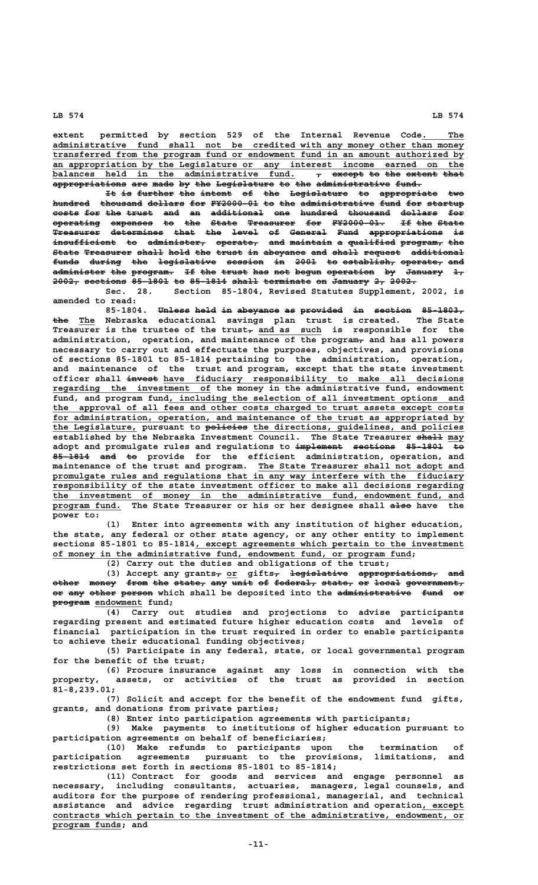extent permitted by section 529 of the Internal Revenue Code. The administrative fund shall not be credited with any money other than money transferred from the program fund or endowment fund in an amount authorized by an appropriation by the Legislature or any interest income earned on the balances held in the administrative fund. , except to the extent that appropriations are made by the Legislature to the administrative fund.

It is further the intent of the Legislature to appropriate two hundred thousand dollars for FY2000-01 to the administrative fund for startup costs for the trust and an additional one hundred thousand dollars for operating expenses to the State Treasurer for FY2000-01. If the State Treasurer determines that the level of General Fund appropriations is insufficient to administer, operate, and maintain a qualified program, the State Treasurer shall hold the trust in abeyance and shall request additional funds during the legislative session in 2001 to establish, operate, and administer the program. If the trust has not begun operation by January 1, 2002, sections 85-1801 to 85-1814 shall terminate on January 2, 2002.

Sec. 28. Section 85-1804, Revised Statutes Supplement, 2002, is amended to read:

85-1804. Unless held in abeyance as provided in section 85-1803, the The Nebraska educational savings plan trust is created. The State Treasurer is the trustee of the trust, and as such is responsible for the administration, operation, and maintenance of the program, and has all powers necessary to carry out and effectuate the purposes, objectives, and provisions of sections 85-1801 to 85-1814 pertaining to the administration, operation, and maintenance of the trust and program, except that the state investment officer shall invest have fiduciary responsibility to make all decisions regarding the investment of the money in the administrative fund, endowment fund, and program fund, including the selection of all investment options and the approval of all fees and other costs charged to trust assets except costs for administration, operation, and maintenance of the trust as appropriated by the Legislature, pursuant to policies the directions, guidelines, and policies established by the Nebraska Investment Council. The State Treasurer shall may adopt and promulgate rules and regulations to implement sections 85-1801 to 85-1814 and to provide for the efficient administration, operation, and maintenance of the trust and program. The State Treasurer shall not adopt and promulgate rules and regulations that in any way interfere with the fiduciary responsibility of the state investment officer to make all decisions regarding the investment of money in the administrative fund, endowment fund, and program fund. The State Treasurer or his or her designee shall also have the power to:

(1) Enter into agreements with any institution of higher education, the state, any federal or other state agency, or any other entity to implement sections 85-1801 to 85-1814, except agreements which pertain to the investment of money in the administrative fund, endowment fund, or program fund;

(2) Carry out the duties and obligations of the trust;

(3) Accept any grants, or gifts, legislative appropriations, and other money from the state, any unit of federal, state, or local government, or any other person which shall be deposited into the administrative fund or program endowment fund;

(4) Carry out studies and projections to advise participants regarding present and estimated future higher education costs and levels of financial participation in the trust required in order to enable participants to achieve their educational funding objectives;

(5) Participate in any federal, state, or local governmental program for the benefit of the trust;

(6) Procure insurance against any loss in connection with the property, assets, or activities of the trust as provided in section 81-8,239.01;

(7) Solicit and accept for the benefit of the endowment fund gifts, grants, and donations from private parties;

(8) Enter into participation agreements with participants;

(9) Make payments to institutions of higher education pursuant to participation agreements on behalf of beneficiaries;

(10) Make refunds to participants upon the termination of participation agreements pursuant to the provisions, limitations, and restrictions set forth in sections 85-1801 to 85-1814;

(11) Contract for goods and services and engage personnel as necessary, including consultants, actuaries, managers, legal counsels, and auditors for the purpose of rendering professional, managerial, and technical assistance and advice regarding trust administration and operation, except contracts which pertain to the investment of the administrative, endowment, or program funds; and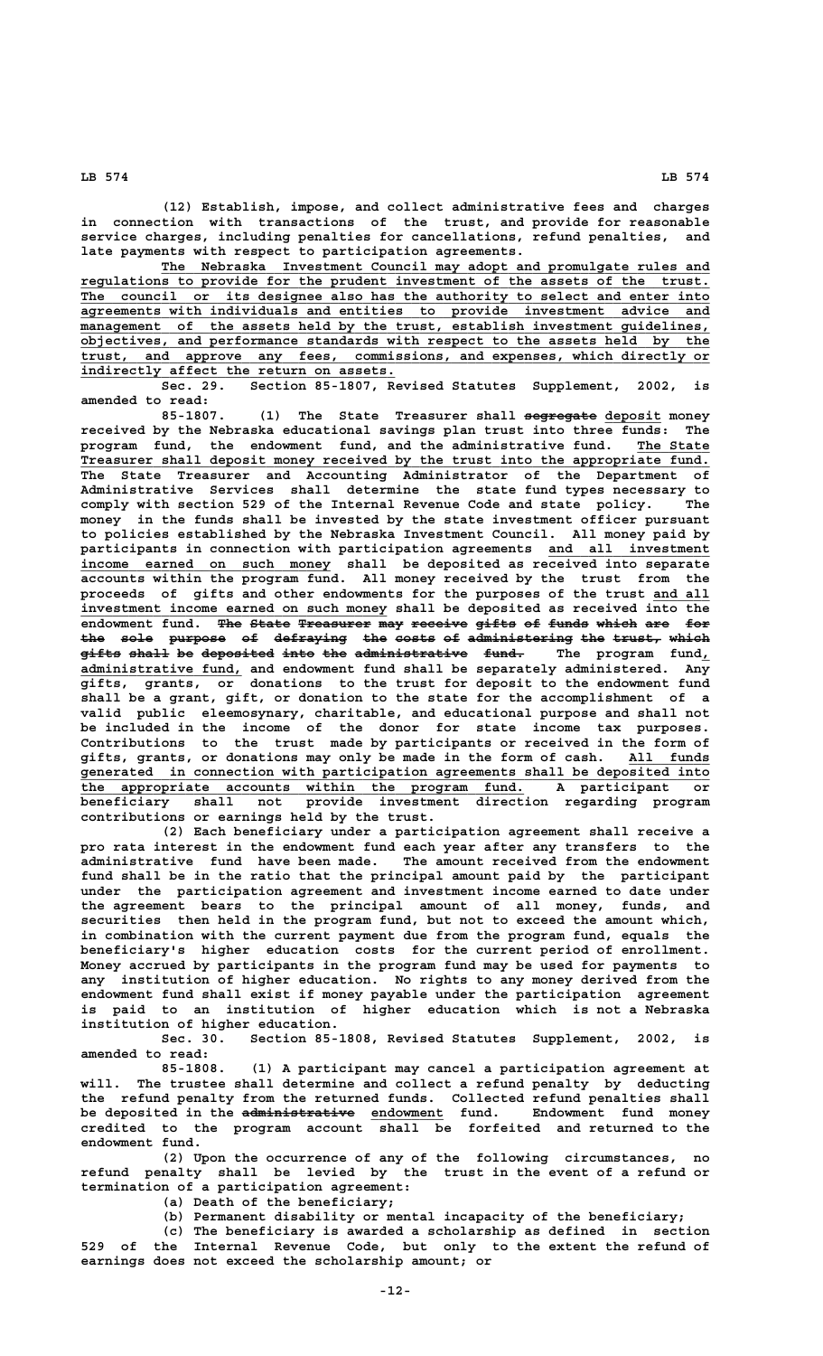(12) Establish, impose, and collect administrative fees and charges in connection with transactions of the trust, and provide for reasonable service charges, including penalties for cancellations, refund penalties, and late payments with respect to participation agreements.

The Nebraska Investment Council may adopt and promulgate rules and regulations to provide for the prudent investment of the assets of the trust. The council or its designee also has the authority to select and enter into agreements with individuals and entities to provide investment advice and management of the assets held by the trust, establish investment guidelines, objectives, and performance standards with respect to the assets held by the trust, and approve any fees, commissions, and expenses, which directly or indirectly affect the return on assets.

Sec. 29. Section 85-1807, Revised Statutes Supplement, 2002, is amended to read:

85-1807. (1) The State Treasurer shall ~~segregate~~ deposit money received by the Nebraska educational savings plan trust into three funds: The program fund, the endowment fund, and the administrative fund. The State Treasurer shall deposit money received by the trust into the appropriate fund. The State Treasurer and Accounting Administrator of the Department of Administrative Services shall determine the state fund types necessary to comply with section 529 of the Internal Revenue Code and state policy. The money in the funds shall be invested by the state investment officer pursuant to policies established by the Nebraska Investment Council. All money paid by participants in connection with participation agreements and all investment income earned on such money shall be deposited as received into separate accounts within the program fund. All money received by the trust from the proceeds of gifts and other endowments for the purposes of the trust and all investment income earned on such money shall be deposited as received into the endowment fund. ~~The State Treasurer may receive gifts of funds which are for the sole purpose of defraying the costs of administering the trust, which gifts shall be deposited into the administrative fund.~~ The program fund, administrative fund, and endowment fund shall be separately administered. Any gifts, grants, or donations to the trust for deposit to the endowment fund shall be a grant, gift, or donation to the state for the accomplishment of a valid public eleemosynary, charitable, and educational purpose and shall not be included in the income of the donor for state income tax purposes. Contributions to the trust made by participants or received in the form of gifts, grants, or donations may only be made in the form of cash. All funds generated in connection with participation agreements shall be deposited into the appropriate accounts within the program fund. A participant or beneficiary shall not provide investment direction regarding program contributions or earnings held by the trust.

(2) Each beneficiary under a participation agreement shall receive a pro rata interest in the endowment fund each year after any transfers to the administrative fund have been made. The amount received from the endowment fund shall be in the ratio that the principal amount paid by the participant under the participation agreement and investment income earned to date under the agreement bears to the principal amount of all money, funds, and securities then held in the program fund, but not to exceed the amount which, in combination with the current payment due from the program fund, equals the beneficiary's higher education costs for the current period of enrollment. Money accrued by participants in the program fund may be used for payments to any institution of higher education. No rights to any money derived from the endowment fund shall exist if money payable under the participation agreement is paid to an institution of higher education which is not a Nebraska institution of higher education.

Sec. 30. Section 85-1808, Revised Statutes Supplement, 2002, is amended to read:

85-1808. (1) A participant may cancel a participation agreement at will. The trustee shall determine and collect a refund penalty by deducting the refund penalty from the returned funds. Collected refund penalties shall be deposited in the ~~administrative~~ endowment fund. Endowment fund money credited to the program account shall be forfeited and returned to the endowment fund.

(2) Upon the occurrence of any of the following circumstances, no refund penalty shall be levied by the trust in the event of a refund or termination of a participation agreement:

(a) Death of the beneficiary;

(b) Permanent disability or mental incapacity of the beneficiary;

(c) The beneficiary is awarded a scholarship as defined in section 529 of the Internal Revenue Code, but only to the extent the refund of earnings does not exceed the scholarship amount; or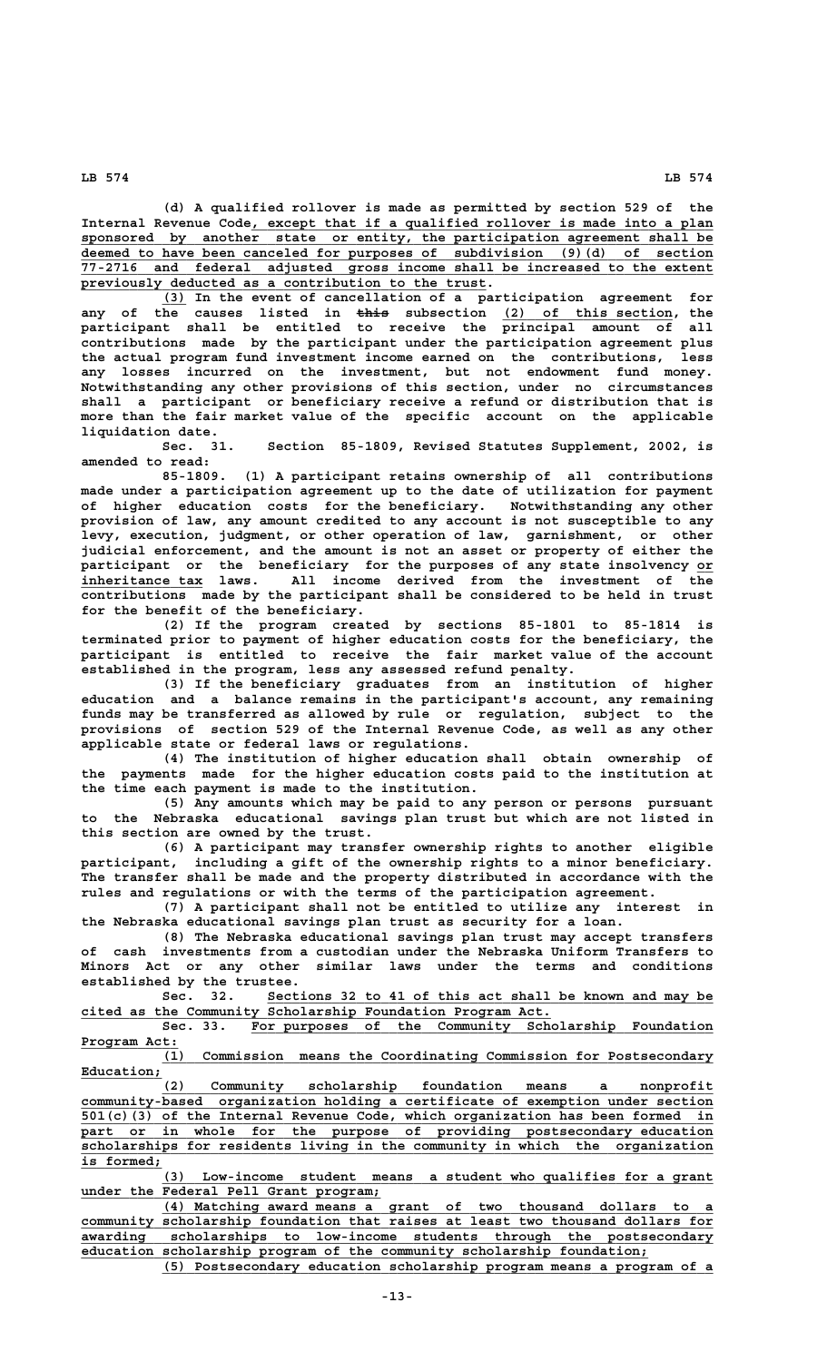(d) A qualified rollover is made as permitted by section 529 of the Internal Revenue Code, except that if a qualified rollover is made into a plan sponsored by another state or entity, the participation agreement shall be deemed to have been canceled for purposes of subdivision (9)(d) of section 77-2716 and federal adjusted gross income shall be increased to the extent previously deducted as a contribution to the trust.

(3) In the event of cancellation of a participation agreement for any of the causes listed in ~~this~~ subsection (2) of this section, the participant shall be entitled to receive the principal amount of all contributions made by the participant under the participation agreement plus the actual program fund investment income earned on the contributions, less any losses incurred on the investment, but not endowment fund money. Notwithstanding any other provisions of this section, under no circumstances shall a participant or beneficiary receive a refund or distribution that is more than the fair market value of the specific account on the applicable liquidation date.

Sec. 31. Section 85-1809, Revised Statutes Supplement, 2002, is amended to read:

85-1809. (1) A participant retains ownership of all contributions made under a participation agreement up to the date of utilization for payment of higher education costs for the beneficiary. Notwithstanding any other provision of law, any amount credited to any account is not susceptible to any levy, execution, judgment, or other operation of law, garnishment, or other judicial enforcement, and the amount is not an asset or property of either the participant or the beneficiary for the purposes of any state insolvency or inheritance tax laws. All income derived from the investment of the contributions made by the participant shall be considered to be held in trust for the benefit of the beneficiary.

(2) If the program created by sections 85-1801 to 85-1814 is terminated prior to payment of higher education costs for the beneficiary, the participant is entitled to receive the fair market value of the account established in the program, less any assessed refund penalty.

(3) If the beneficiary graduates from an institution of higher education and a balance remains in the participant's account, any remaining funds may be transferred as allowed by rule or regulation, subject to the provisions of section 529 of the Internal Revenue Code, as well as any other applicable state or federal laws or regulations.

(4) The institution of higher education shall obtain ownership of the payments made for the higher education costs paid to the institution at the time each payment is made to the institution.

(5) Any amounts which may be paid to any person or persons pursuant to the Nebraska educational savings plan trust but which are not listed in this section are owned by the trust.

(6) A participant may transfer ownership rights to another eligible participant, including a gift of the ownership rights to a minor beneficiary. The transfer shall be made and the property distributed in accordance with the rules and regulations or with the terms of the participation agreement.

(7) A participant shall not be entitled to utilize any interest in the Nebraska educational savings plan trust as security for a loan.

(8) The Nebraska educational savings plan trust may accept transfers of cash investments from a custodian under the Nebraska Uniform Transfers to Minors Act or any other similar laws under the terms and conditions established by the trustee.

Sec. 32. Sections 32 to 41 of this act shall be known and may be cited as the Community Scholarship Foundation Program Act.

Sec. 33. For purposes of the Community Scholarship Foundation Program Act:

(1) Commission means the Coordinating Commission for Postsecondary Education;

(2) Community scholarship foundation means a nonprofit community-based organization holding a certificate of exemption under section 501(c)(3) of the Internal Revenue Code, which organization has been formed in part or in whole for the purpose of providing postsecondary education scholarships for residents living in the community in which the organization is formed;

(3) Low-income student means a student who qualifies for a grant under the Federal Pell Grant program;

(4) Matching award means a grant of two thousand dollars to a community scholarship foundation that raises at least two thousand dollars for awarding scholarships to low-income students through the postsecondary education scholarship program of the community scholarship foundation;

(5) Postsecondary education scholarship program means a program of a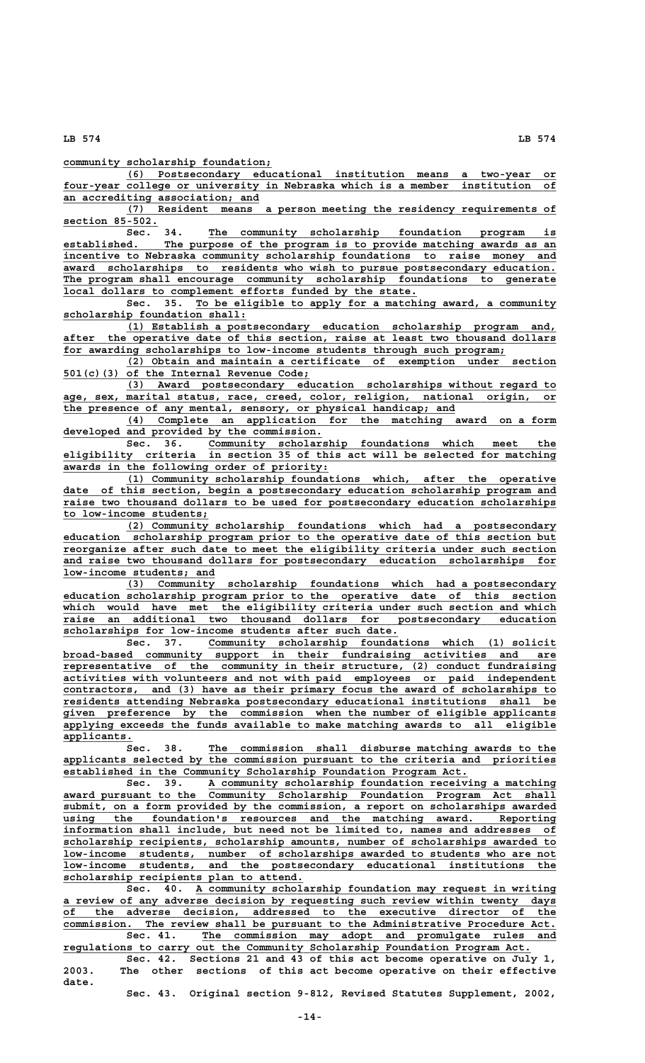community scholarship foundation;

(6) Postsecondary educational institution means a two-year or four-year college or university in Nebraska which is a member institution of an accrediting association; and

(7) Resident means a person meeting the residency requirements of section 85-502.

Sec. 34. The community scholarship foundation program is established. The purpose of the program is to provide matching awards as an incentive to Nebraska community scholarship foundations to raise money and award scholarships to residents who wish to pursue postsecondary education. The program shall encourage community scholarship foundations to generate local dollars to complement efforts funded by the state.

Sec. 35. To be eligible to apply for a matching award, a community scholarship foundation shall:

(1) Establish a postsecondary education scholarship program and, after the operative date of this section, raise at least two thousand dollars for awarding scholarships to low-income students through such program;

(2) Obtain and maintain a certificate of exemption under section 501(c)(3) of the Internal Revenue Code;

(3) Award postsecondary education scholarships without regard to age, sex, marital status, race, creed, color, religion, national origin, or the presence of any mental, sensory, or physical handicap; and

(4) Complete an application for the matching award on a form developed and provided by the commission.

Sec. 36. Community scholarship foundations which meet the eligibility criteria in section 35 of this act will be selected for matching awards in the following order of priority:

(1) Community scholarship foundations which, after the operative date of this section, begin a postsecondary education scholarship program and raise two thousand dollars to be used for postsecondary education scholarships to low-income students;

(2) Community scholarship foundations which had a postsecondary education scholarship program prior to the operative date of this section but reorganize after such date to meet the eligibility criteria under such section and raise two thousand dollars for postsecondary education scholarships for low-income students; and

(3) Community scholarship foundations which had a postsecondary education scholarship program prior to the operative date of this section which would have met the eligibility criteria under such section and which raise an additional two thousand dollars for postsecondary education scholarships for low-income students after such date.

Sec. 37. Community scholarship foundations which (1) solicit broad-based community support in their fundraising activities and are representative of the community in their structure, (2) conduct fundraising activities with volunteers and not with paid employees or paid independent contractors, and (3) have as their primary focus the award of scholarships to residents attending Nebraska postsecondary educational institutions shall be given preference by the commission when the number of eligible applicants applying exceeds the funds available to make matching awards to all eligible applicants.

Sec. 38. The commission shall disburse matching awards to the applicants selected by the commission pursuant to the criteria and priorities established in the Community Scholarship Foundation Program Act.

Sec. 39. A community scholarship foundation receiving a matching award pursuant to the Community Scholarship Foundation Program Act shall submit, on a form provided by the commission, a report on scholarships awarded using the foundation's resources and the matching award. Reporting information shall include, but need not be limited to, names and addresses of scholarship recipients, scholarship amounts, number of scholarships awarded to low-income students, number of scholarships awarded to students who are not low-income students, and the postsecondary educational institutions the scholarship recipients plan to attend.

Sec. 40. A community scholarship foundation may request in writing a review of any adverse decision by requesting such review within twenty days of the adverse decision, addressed to the executive director of the commission. The review shall be pursuant to the Administrative Procedure Act.

Sec. 41. The commission may adopt and promulgate rules and regulations to carry out the Community Scholarship Foundation Program Act.

Sec. 42. Sections 21 and 43 of this act become operative on July 1, 2003. The other sections of this act become operative on their effective date.

Sec. 43. Original section 9-812, Revised Statutes Supplement, 2002,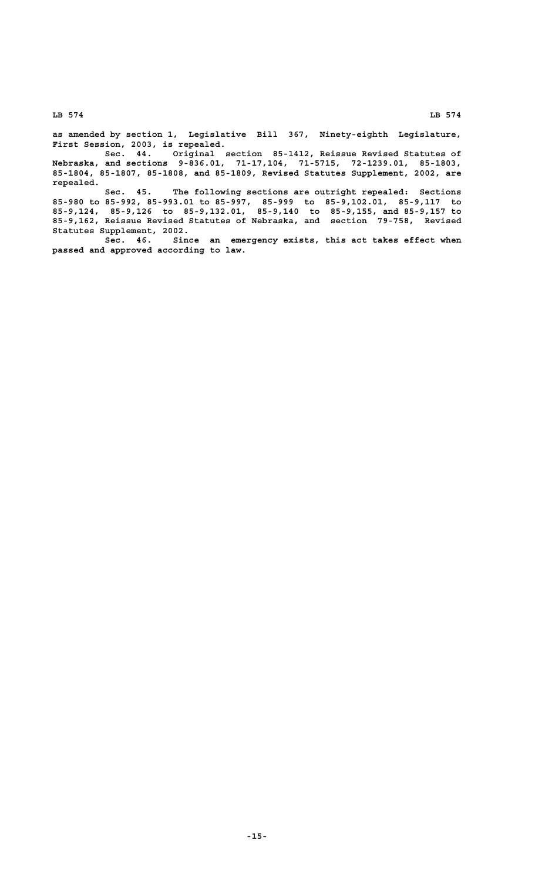as amended by section 1, Legislative Bill 367, Ninety-eighth Legislature, First Session, 2003, is repealed.

Sec. 44. Original section 85-1412, Reissue Revised Statutes of Nebraska, and sections 9-836.01, 71-17,104, 71-5715, 72-1239.01, 85-1803, 85-1804, 85-1807, 85-1808, and 85-1809, Revised Statutes Supplement, 2002, are repealed.

Sec. 45. The following sections are outright repealed: Sections 85-980 to 85-992, 85-993.01 to 85-997, 85-999 to 85-9,102.01, 85-9,117 to 85-9,124, 85-9,126 to 85-9,132.01, 85-9,140 to 85-9,155, and 85-9,157 to 85-9,162, Reissue Revised Statutes of Nebraska, and section 79-758, Revised Statutes Supplement, 2002.

Sec. 46. Since an emergency exists, this act takes effect when passed and approved according to law.